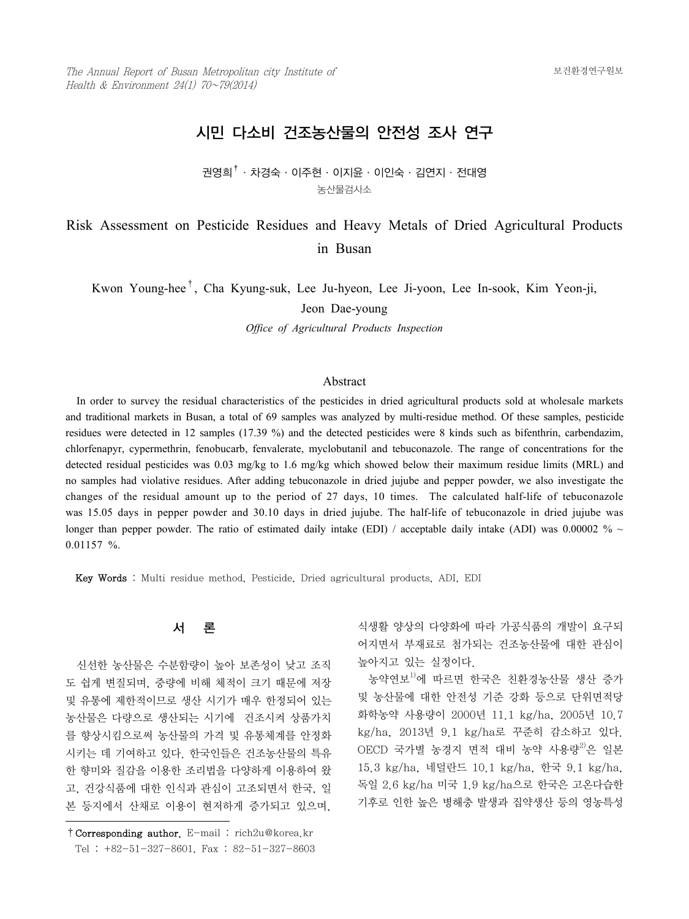# 시민 다소비 건조농산물의 안전성 조사 연구

권영희[†] · 차경숙 · 이주현 · 이지윤 · 이인숙 · 김연지 · 전대영

농산물검사소

# Risk Assessment on Pesticide Residues and Heavy Metals of Dried Agricultural Products in Busan

Kwon Young-hee[†], Cha Kyung-suk, Lee Ju-hyeon, Lee Ji-yoon, Lee In-sook, Kim Yeon-ji, Jeon Dae-young

*Office of Agricultural Products Inspection*

## Abstract

In order to survey the residual characteristics of the pesticides in dried agricultural products sold at wholesale markets and traditional markets in Busan, a total of 69 samples was analyzed by multi-residue method. Of these samples, pesticide residues were detected in 12 samples (17.39 %) and the detected pesticides were 8 kinds such as bifenthrin, carbendazim, chlorfenapyr, cypermethrin, fenobucarb, fenvalerate, myclobutanil and tebuconazole. The range of concentrations for the detected residual pesticides was 0.03 mg/kg to 1.6 mg/kg which showed below their maximum residue limits (MRL) and no samples had violative residues. After adding tebuconazole in dried jujube and pepper powder, we also investigate the changes of the residual amount up to the period of 27 days, 10 times. The calculated half-life of tebuconazole was 15.05 days in pepper powder and 30.10 days in dried jujube. The half-life of tebuconazole in dried jujube was longer than pepper powder. The ratio of estimated daily intake (EDI) / acceptable daily intake (ADI) was 0.00002 % ~ 0.01157 %.

**Key Words** : Multi residue method, Pesticide, Dried agricultural products, ADI, EDI

## 서 론

신선한 농산물은 수분함량이 높아 보존성이 낮고 조직도 쉽게 변질되며, 중량에 비해 체적이 크기 때문에 저장 및 유통에 제한적이므로 생산 시기가 매우 한정되어 있는 농산물은 다량으로 생산되는 시기에 건조시켜 상품가치를 향상시킴으로써 농산물의 가격 및 유통체계를 안정화시키는 데 기여하고 있다. 한국인들은 건조농산물의 특유한 향미와 질감을 이용한 조리법을 다양하게 이용하여 왔고, 건강식품에 대한 인식과 관심이 고조되면서 한국, 일본 등지에서 산채로 이용이 현저하게 증가되고 있으며, 식생활 양상의 다양화에 따라 가공식품의 개발이 요구되어지면서 부재료로 첨가되는 건조농산물에 대한 관심이 높아지고 있는 실정이다.

농약연보[1]에 따르면 한국은 친환경농산물 생산 증가 및 농산물에 대한 안전성 기준 강화 등으로 단위면적당 화학농약 사용량이 2000년 11.1 kg/ha, 2005년 10.7 kg/ha, 2013년 9.1 kg/ha로 꾸준히 감소하고 있다. OECD 국가별 농경지 면적 대비 농약 사용량[2]은 일본 15.3 kg/ha, 네덜란드 10.1 kg/ha, 한국 9.1 kg/ha, 독일 2.6 kg/ha 미국 1.9 kg/ha으로 한국은 고온다습한 기후로 인한 높은 병해충 발생과 집약생산 등의 영농특성

---

† Corresponding author. E-mail : rich2u@korea.kr
Tel : +82-51-327-8601, Fax : 82-51-327-8603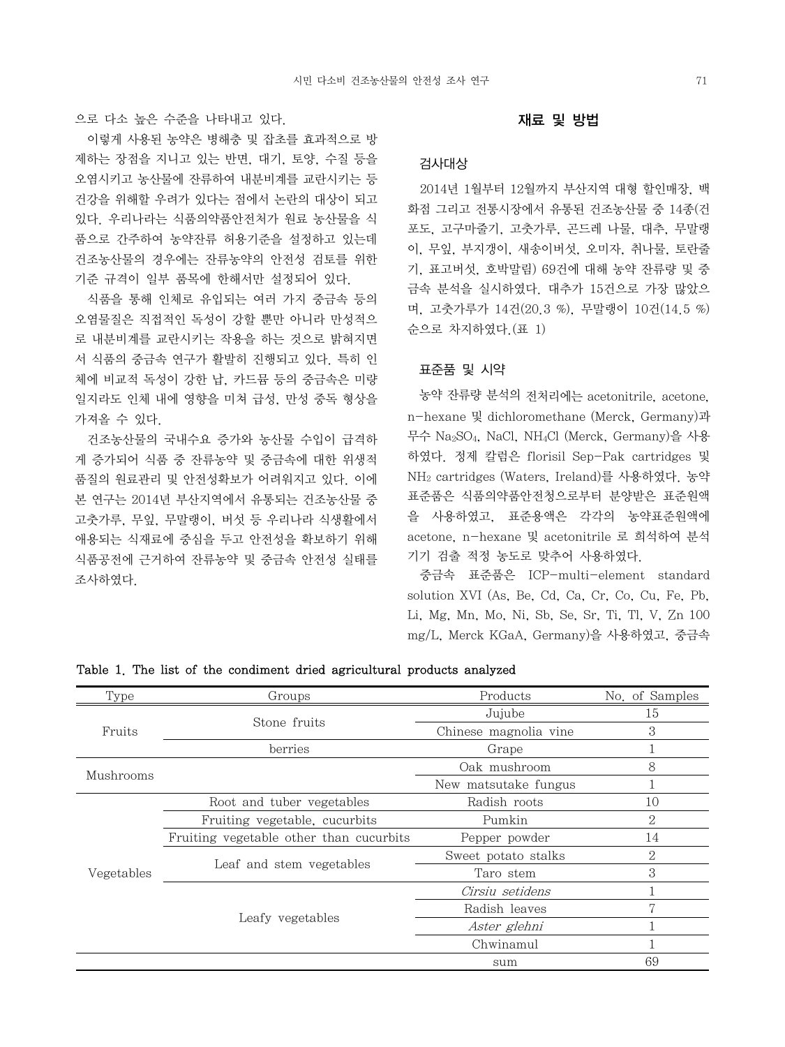으로 다소 높은 수준을 나타내고 있다.

이렇게 사용된 농약은 병해충 및 잡초를 효과적으로 방제하는 장점을 지니고 있는 반면, 대기, 토양, 수질 등을 오염시키고 농산물에 잔류하여 내분비계를 교란시키는 등 건강을 위해할 우려가 있다는 점에서 논란의 대상이 되고 있다. 우리나라는 식품의약품안전처가 원료 농산물을 식품으로 간주하여 농약잔류 허용기준을 설정하고 있는데 건조농산물의 경우에는 잔류농약의 안전성 검토를 위한 기준 규격이 일부 품목에 한해서만 설정되어 있다.

식품을 통해 인체로 유입되는 여러 가지 중금속 등의 오염물질은 직접적인 독성이 강할 뿐만 아니라 만성적으로 내분비계를 교란시키는 작용을 하는 것으로 밝혀지면서 식품의 중금속 연구가 활발히 진행되고 있다. 특히 인체에 비교적 독성이 강한 납, 카드뮴 등의 중금속은 미량일지라도 인체 내에 영향을 미쳐 급성, 만성 중독 형상을 가져올 수 있다.

건조농산물의 국내수요 증가와 농산물 수입이 급격하게 증가되어 식품 중 잔류농약 및 중금속에 대한 위생적 품질의 원료관리 및 안전성확보가 어려워지고 있다. 이에 본 연구는 2014년 부산지역에서 유통되는 건조농산물 중 고춧가루, 무잎, 무말랭이, 버섯 등 우리나라 식생활에서 애용되는 식재료에 중심을 두고 안전성을 확보하기 위해 식품공전에 근거하여 잔류농약 및 중금속 안전성 실태를 조사하였다.

## 재료 및 방법

### 검사대상

2014년 1월부터 12월까지 부산지역 대형 할인매장, 백화점 그리고 전통시장에서 유통된 건조농산물 중 14종(건포도, 고구마줄기, 고춧가루, 곤드레 나물, 대추, 무말랭이, 무잎, 부지갱이, 새송이버섯, 오미자, 취나물, 토란줄기, 표고버섯, 호박말림) 69건에 대해 농약 잔류량 및 중금속 분석을 실시하였다. 대추가 15건으로 가장 많았으며, 고춧가루가 14건(20.3 %), 무말랭이 10건(14.5 %) 순으로 차지하였다.(표 1)

### 표준품 및 시약

농약 잔류량 분석의 전처리에는 acetonitrile, acetone, n-hexane 및 dichloromethane (Merck, Germany)과 무수 $Na_2SO_4$, NaCl, $NH_4Cl$ (Merck, Germany)을 사용하였다. 정제 칼럼은 florisil Sep-Pak cartridges 및 $NH_2$ cartridges (Waters, Ireland)를 사용하였다. 농약 표준품은 식품의약품안전청으로부터 분양받은 표준원액을 사용하였고, 표준용액은 각각의 농약표준원액에 acetone, n-hexane 및 acetonitrile 로 희석하여 분석기기 검출 적정 농도로 맞추어 사용하였다.

중금속 표준품은 ICP-multi-element standard solution XVI (As, Be, Cd, Ca, Cr, Co, Cu, Fe, Pb, Li, Mg, Mn, Mo, Ni, Sb, Se, Sr, Ti, Tl, V, Zn 100 mg/L, Merck KGaA, Germany)을 사용하였고, 중금속

**Table 1. The list of the condiment dried agricultural products analyzed**

| Type | Groups | Products | No. of Samples |
|---|---|---|---|
| Fruits | Stone fruits | Jujube | 15 |
| | | Chinese magnolia vine | 3 |
| | berries | Grape | 1 |
| Mushrooms | | Oak mushroom | 8 |
| | | New matsutake fungus | 1 |
| Vegetables | Root and tuber vegetables | Radish roots | 10 |
| | Fruiting vegetable, cucurbits | Pumkin | 2 |
| | Fruiting vegetable other than cucurbits | Pepper powder | 14 |
| | Leaf and stem vegetables | Sweet potato stalks | 2 |
| | | Taro stem | 3 |
| | Leafy vegetables | *Cirsiu setidens* | 1 |
| | | Radish leaves | 7 |
| | | *Aster glehni* | 1 |
| | | Chwinamul | 1 |
| | | sum | 69 |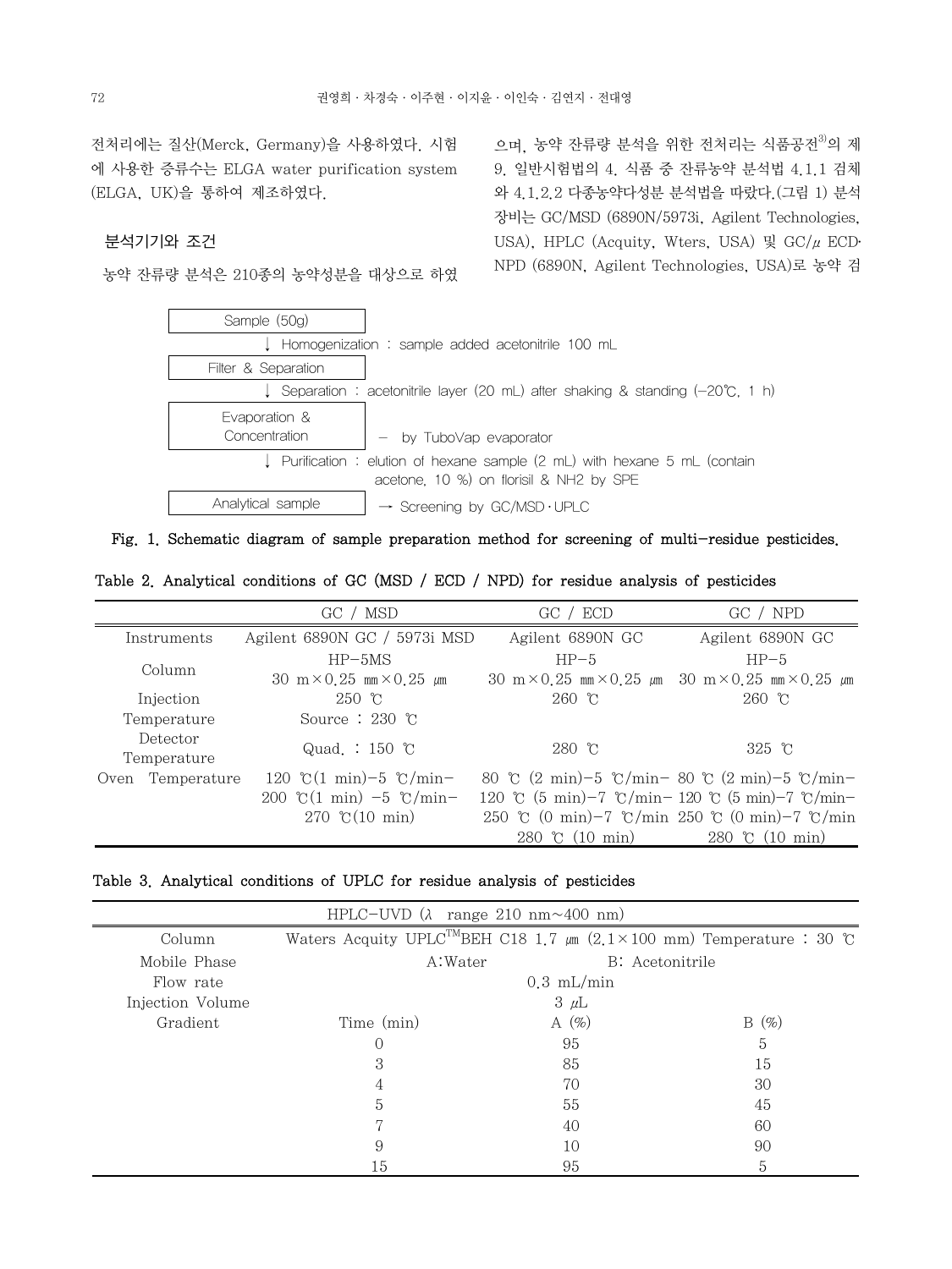전처리에는 질산(Merck, Germany)을 사용하였다. 시험에 사용한 증류수는 ELGA water purification system (ELGA, UK)을 통하여 제조하였다.

### 분석기기와 조건

농약 잔류량 분석은 210종의 농약성분을 대상으로 하였으며, 농약 잔류량 분석을 위한 전처리는 식품공전[3]의 제 9. 일반시험법의 4. 식품 중 잔류농약 분석법 4.1.1 검체와 4.1.2.2 다종농약다성분 분석법을 따랐다.(그림 1) 분석장비는 GC/MSD (6890N/5973i, Agilent Technologies, USA), HPLC (Acquity, Wters, USA) 및 GC/μ ECD·NPD (6890N, Agilent Technologies, USA)로 농약 검

Sample (50g)
↓ Homogenization : sample added acetonitrile 100 mL
Filter & Separation
↓ Separation : acetonitrile layer (20 mL) after shaking & standing (−20℃, 1 h)
Evaporation & Concentration — by TuboVap evaporator
↓ Purification : elution of hexane sample (2 mL) with hexane 5 mL (contain acetone, 10 %) on florisil & NH2 by SPE
Analytical sample → Screening by GC/MSD·UPLC

**Fig. 1. Schematic diagram of sample preparation method for screening of multi-residue pesticides.**

**Table 2. Analytical conditions of GC (MSD / ECD / NPD) for residue analysis of pesticides**

| | GC / MSD | GC / ECD | GC / NPD |
|---|---|---|---|
| Instruments | Agilent 6890N GC / 5973i MSD | Agilent 6890N GC | Agilent 6890N GC |
| Column | HP−5MS<br>30 m × 0.25 ㎜ × 0.25 ㎛ | HP−5<br>30 m × 0.25 ㎜ × 0.25 ㎛ | HP−5<br>30 m × 0.25 ㎜ × 0.25 ㎛ |
| Injection Temperature | 250 ℃<br>Source : 230 ℃ | 260 ℃ | 260 ℃ |
| Detector Temperature | Quad. : 150 ℃ | 280 ℃ | 325 ℃ |
| Oven Temperature | 120 ℃(1 min)−5 ℃/min−200 ℃(1 min) −5 ℃/min−270 ℃(10 min) | 80 ℃ (2 min)−5 ℃/min−120 ℃ (5 min)−7 ℃/min−250 ℃ (0 min)−7 ℃/min 280 ℃ (10 min) | 80 ℃ (2 min)−5 ℃/min−120 ℃ (5 min)−7 ℃/min−250 ℃ (0 min)−7 ℃/min 280 ℃ (10 min) |

**Table 3. Analytical conditions of UPLC for residue analysis of pesticides**

| HPLC−UVD (λ range 210 nm∼400 nm) | | | |
|---|---|---|---|
| Column | Waters Acquity UPLC™BEH C18 1.7 ㎛ (2.1 × 100 mm) Temperature : 30 ℃ | | |
| Mobile Phase | A:Water | | B: Acetonitrile |
| Flow rate | 0.3 mL/min | | |
| Injection Volume | 3 μL | | |
| Gradient | Time (min) | A (%) | B (%) |
| | 0 | 95 | 5 |
| | 3 | 85 | 15 |
| | 4 | 70 | 30 |
| | 5 | 55 | 45 |
| | 7 | 40 | 60 |
| | 9 | 10 | 90 |
| | 15 | 95 | 5 |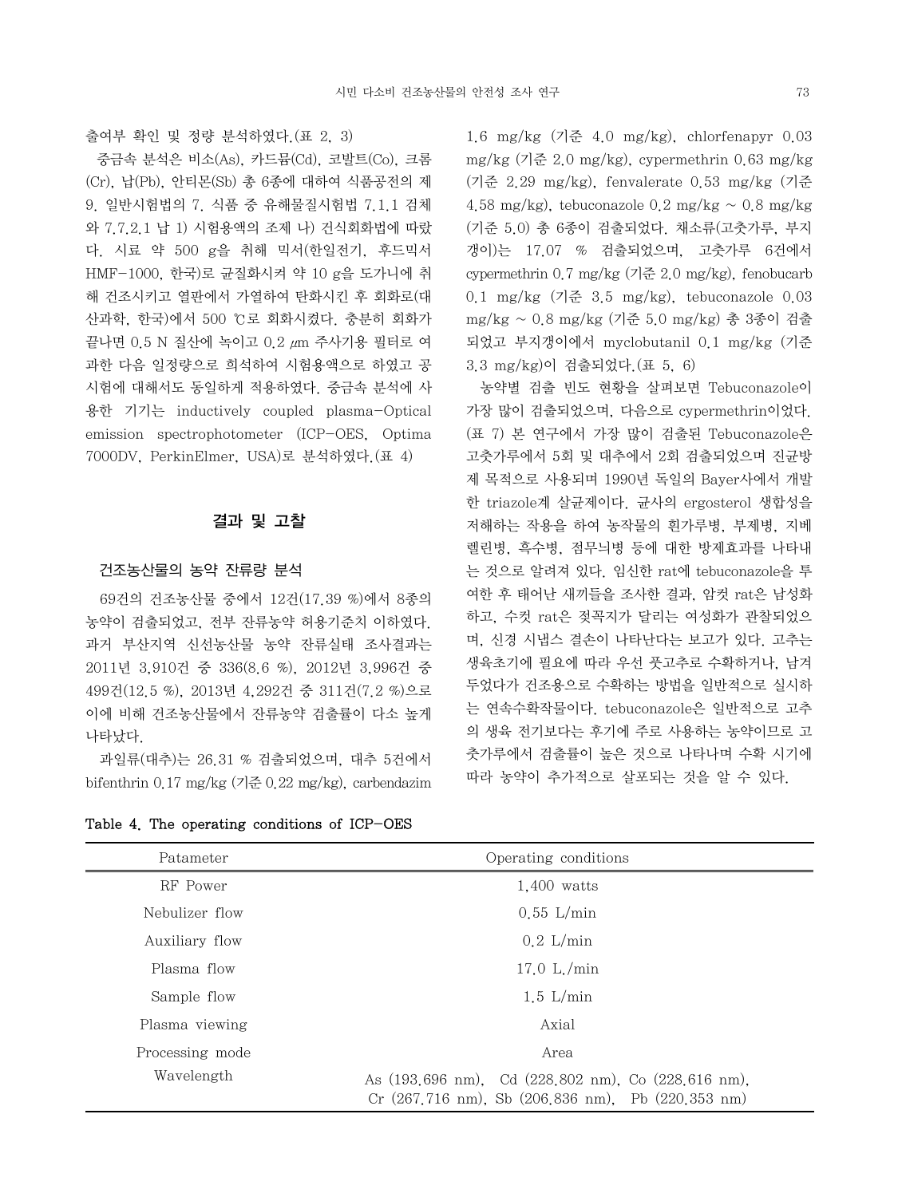출여부 확인 및 정량 분석하였다.(표 2, 3)

중금속 분석은 비소(As), 카드뮴(Cd), 코발트(Co), 크롬(Cr), 납(Pb), 안티몬(Sb) 총 6종에 대하여 식품공전의 제 9. 일반시험법의 7. 식품 중 유해물질시험법 7.1.1 검체와 7.7.2.1 납 1) 시험용액의 조제 나) 건식회화법에 따랐다. 시료 약 500 g을 취해 믹서(한일전기, 후드믹서 HMF-1000, 한국)로 균질화시켜 약 10 g을 도가니에 취해 건조시키고 열판에서 가열하여 탄화시킨 후 회화로(대산과학, 한국)에서 500 ℃로 회화시켰다. 충분히 회화가 끝나면 0.5 N 질산에 녹이고 0.2 ㎛ 주사기용 필터로 여과한 다음 일정량으로 희석하여 시험용액으로 하였고 공시험에 대해서도 동일하게 적용하였다. 중금속 분석에 사용한 기기는 inductively coupled plasma-Optical emission spectrophotometer (ICP-OES, Optima 7000DV, PerkinElmer, USA)로 분석하였다.(표 4)

## 결과 및 고찰

### 건조농산물의 농약 잔류량 분석

69건의 건조농산물 중에서 12건(17.39 %)에서 8종의 농약이 검출되었고, 전부 잔류농약 허용기준치 이하였다. 과거 부산지역 신선농산물 농약 잔류실태 조사결과는 2011년 3,910건 중 336(8.6 %), 2012년 3,996건 중 499건(12.5 %), 2013년 4,292건 중 311건(7.2 %)으로 이에 비해 건조농산물에서 잔류농약 검출률이 다소 높게 나타났다.

과일류(대추)는 26.31 % 검출되었으며, 대추 5건에서 bifenthrin 0.17 mg/kg (기준 0.22 mg/kg), carbendazim 1.6 mg/kg (기준 4.0 mg/kg), chlorfenapyr 0.03 mg/kg (기준 2.0 mg/kg), cypermethrin 0.63 mg/kg (기준 2.29 mg/kg), fenvalerate 0.53 mg/kg (기준 4.58 mg/kg), tebuconazole 0.2 mg/kg ~ 0.8 mg/kg (기준 5.0) 총 6종이 검출되었다. 채소류(고춧가루, 부지갱이)는 17.07 % 검출되었으며, 고춧가루 6건에서 cypermethrin 0.7 mg/kg (기준 2.0 mg/kg), fenobucarb 0.1 mg/kg (기준 3.5 mg/kg), tebuconazole 0.03 mg/kg ~ 0.8 mg/kg (기준 5.0 mg/kg) 총 3종이 검출되었고 부지갱이에서 myclobutanil 0.1 mg/kg (기준 3.3 mg/kg)이 검출되었다.(표 5, 6)

농약별 검출 빈도 현황을 살펴보면 Tebuconazole이 가장 많이 검출되었으며, 다음으로 cypermethrin이었다.(표 7) 본 연구에서 가장 많이 검출된 Tebuconazole은 고춧가루에서 5회 및 대추에서 2회 검출되었으며 진균방제 목적으로 사용되며 1990년 독일의 Bayer사에서 개발한 triazole계 살균제이다. 균사의 ergosterol 생합성을 저해하는 작용을 하여 농작물의 흰가루병, 부제병, 지베렐린병, 흑수병, 점무늬병 등에 대한 방제효과를 나타내는 것으로 알려져 있다. 임신한 rat에 tebuconazole을 투여한 후 태어난 새끼들을 조사한 결과, 암컷 rat은 남성화하고, 수컷 rat은 젖꼭지가 달리는 여성화가 관찰되었으며, 신경 시냅스 결손이 나타난다는 보고가 있다. 고추는 생육초기에 필요에 따라 우선 풋고추로 수확하거나, 남겨두었다가 건조용으로 수확하는 방법을 일반적으로 실시하는 연속수확작물이다. tebuconazole은 일반적으로 고추의 생육 전기보다는 후기에 주로 사용하는 농약이므로 고춧가루에서 검출률이 높은 것으로 나타나며 수확 시기에 따라 농약이 추가적으로 살포되는 것을 알 수 있다.

**Table 4. The operating conditions of ICP-OES**

| Patameter | Operating conditions |
|---|---|
| RF Power | 1,400 watts |
| Nebulizer flow | 0.55 L/min |
| Auxiliary flow | 0.2 L/min |
| Plasma flow | 17.0 L./min |
| Sample flow | 1.5 L/min |
| Plasma viewing | Axial |
| Processing mode | Area |
| Wavelength | As (193.696 nm), Cd (228.802 nm), Co (228.616 nm), Cr (267.716 nm), Sb (206.836 nm), Pb (220.353 nm) |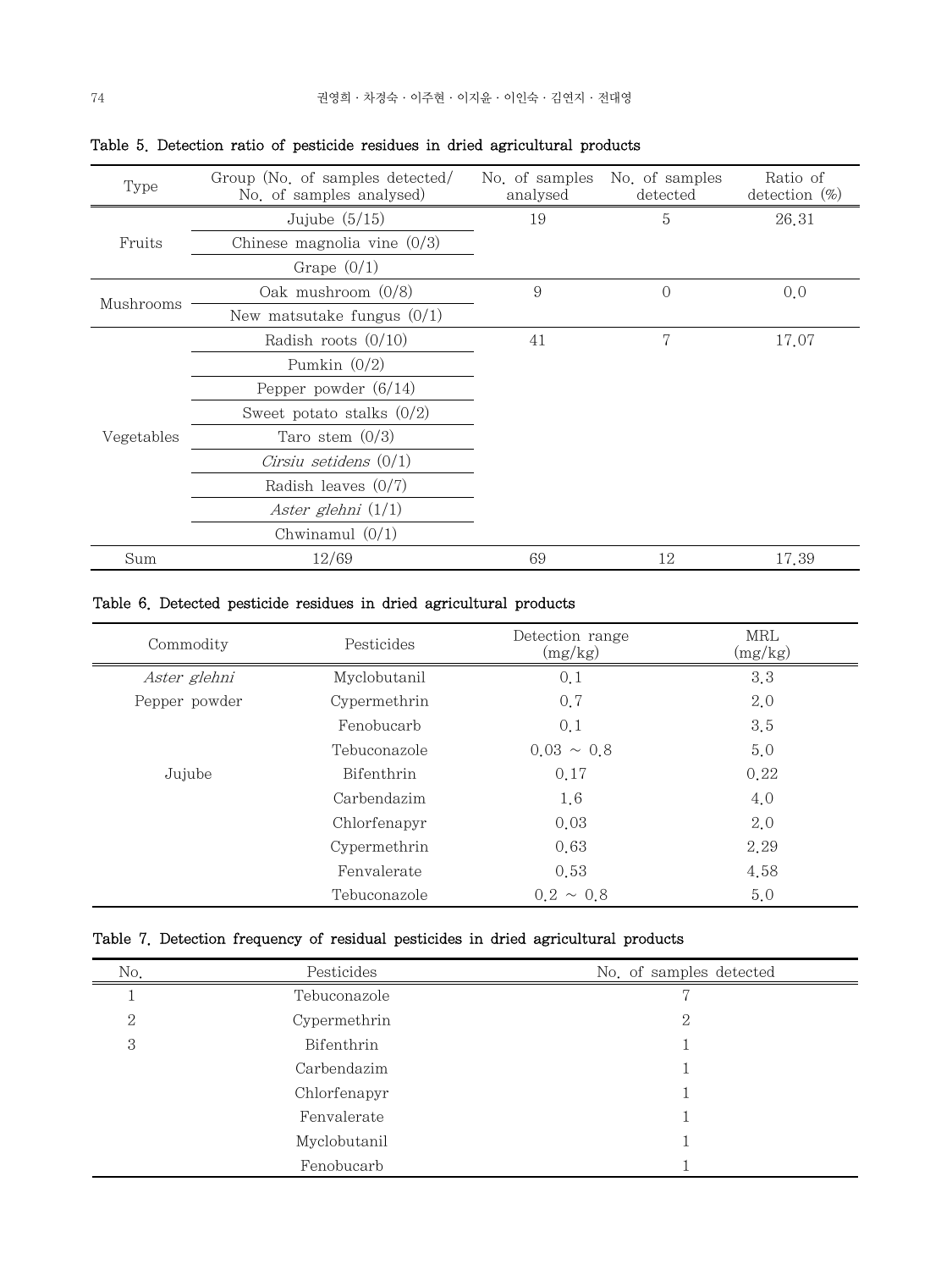Table 5. Detection ratio of pesticide residues in dried agricultural products

| Type | Group (No. of samples detected/ No. of samples analysed) | No. of samples analysed | No. of samples detected | Ratio of detection (%) |
|---|---|---|---|---|
| Fruits | Jujube (5/15) | 19 | 5 | 26.31 |
| | Chinese magnolia vine (0/3) | | | |
| | Grape (0/1) | | | |
| Mushrooms | Oak mushroom (0/8) | 9 | 0 | 0.0 |
| | New matsutake fungus (0/1) | | | |
| Vegetables | Radish roots (0/10) | 41 | 7 | 17.07 |
| | Pumkin (0/2) | | | |
| | Pepper powder (6/14) | | | |
| | Sweet potato stalks (0/2) | | | |
| | Taro stem (0/3) | | | |
| | *Cirsiu setidens* (0/1) | | | |
| | Radish leaves (0/7) | | | |
| | *Aster glehni* (1/1) | | | |
| | Chwinamul (0/1) | | | |
| Sum | 12/69 | 69 | 12 | 17.39 |

Table 6. Detected pesticide residues in dried agricultural products

| Commodity | Pesticides | Detection range (mg/kg) | MRL (mg/kg) |
|---|---|---|---|
| *Aster glehni* | Myclobutanil | 0.1 | 3.3 |
| Pepper powder | Cypermethrin | 0.7 | 2.0 |
| | Fenobucarb | 0.1 | 3.5 |
| | Tebuconazole | 0.03 ~ 0.8 | 5.0 |
| Jujube | Bifenthrin | 0.17 | 0.22 |
| | Carbendazim | 1.6 | 4.0 |
| | Chlorfenapyr | 0.03 | 2.0 |
| | Cypermethrin | 0.63 | 2.29 |
| | Fenvalerate | 0.53 | 4.58 |
| | Tebuconazole | 0.2 ~ 0.8 | 5.0 |

Table 7. Detection frequency of residual pesticides in dried agricultural products

| No. | Pesticides | No. of samples detected |
|---|---|---|
| 1 | Tebuconazole | 7 |
| 2 | Cypermethrin | 2 |
| 3 | Bifenthrin | 1 |
| | Carbendazim | 1 |
| | Chlorfenapyr | 1 |
| | Fenvalerate | 1 |
| | Myclobutanil | 1 |
| | Fenobucarb | 1 |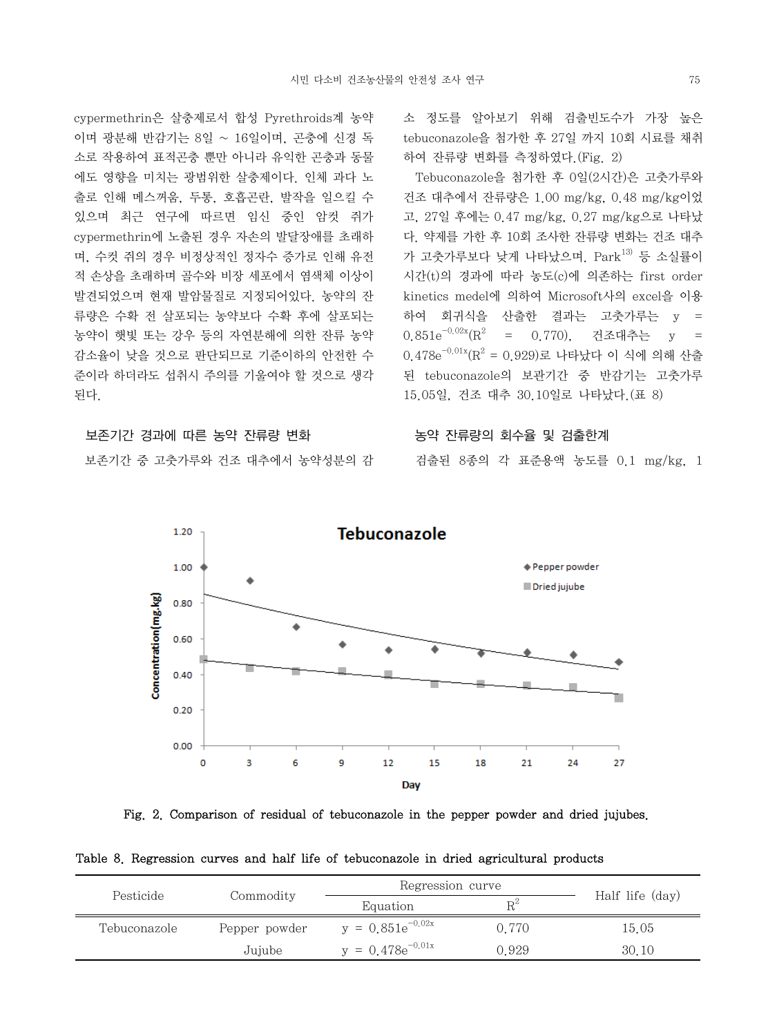cypermethrin은 살충제로서 합성 Pyrethroids계 농약이며 광분해 반감기는 8일 ~ 16일이며, 곤충에 신경 독소로 작용하여 표적곤충 뿐만 아니라 유익한 곤충과 동물에도 영향을 미치는 광범위한 살충제이다. 인체 과다 노출로 인해 메스꺼움, 두통, 호흡곤란, 발작을 일으킬 수 있으며 최근 연구에 따르면 임신 중인 암컷 쥐가 cypermethrin에 노출된 경우 자손의 발달장애를 초래하며, 수컷 쥐의 경우 비정상적인 정자수 증가로 인해 유전적 손상을 초래하며 골수와 비장 세포에서 염색체 이상이 발견되었으며 현재 발암물질로 지정되어있다. 농약의 잔류량은 수확 전 살포되는 농약보다 수확 후에 살포되는 농약이 햇빛 또는 강우 등의 자연분해에 의한 잔류 농약 감소율이 낮을 것으로 판단되므로 기준이하의 안전한 수준이라 하더라도 섭취시 주의를 기울여야 할 것으로 생각된다.

## 보존기간 경과에 따른 농약 잔류량 변화

보존기간 중 고춧가루와 건조 대추에서 농약성분의 감소 정도를 알아보기 위해 검출빈도수가 가장 높은 tebuconazole을 첨가한 후 27일 까지 10회 시료를 채취하여 잔류량 변화를 측정하였다.(Fig. 2)

Tebuconazole을 첨가한 후 0일(2시간)은 고춧가루와 건조 대추에서 잔류량은 1.00 mg/kg, 0.48 mg/kg이었고, 27일 후에는 0.47 mg/kg, 0.27 mg/kg으로 나타났다. 약제를 가한 후 10회 조사한 잔류량 변화는 건조 대추가 고춧가루보다 낮게 나타났으며, Park[13] 등 소실률이 시간(t)의 경과에 따라 농도(c)에 의존하는 first order kinetics medel에 의하여 Microsoft사의 excel을 이용하여 회귀식을 산출한 결과는 고춧가루는 $y = 0.851e^{-0.02x}$($R^2 = 0.770$), 건조대추는 $y = 0.478e^{-0.01x}$($R^2 = 0.929$)로 나타났다 이 식에 의해 산출된 tebuconazole의 보관기간 중 반감기는 고춧가루 15.05일, 건조 대추 30.10일로 나타났다.(표 8)

## 농약 잔류량의 회수율 및 검출한계

검출된 8종의 각 표준용액 농도를 0.1 mg/kg, 1

Fig. 2. Comparison of residual of tebuconazole in the pepper powder and dried jujubes.

Table 8. Regression curves and half life of tebuconazole in dried agricultural products

| Pesticide | Commodity | Regression curve | | Half life (day) |
|---|---|---|---|---|
| | | Equation | $R^2$ | |
| Tebuconazole | Pepper powder | $y = 0.851e^{-0.02x}$ | 0.770 | 15.05 |
| | Jujube | $y = 0.478e^{-0.01x}$ | 0.929 | 30.10 |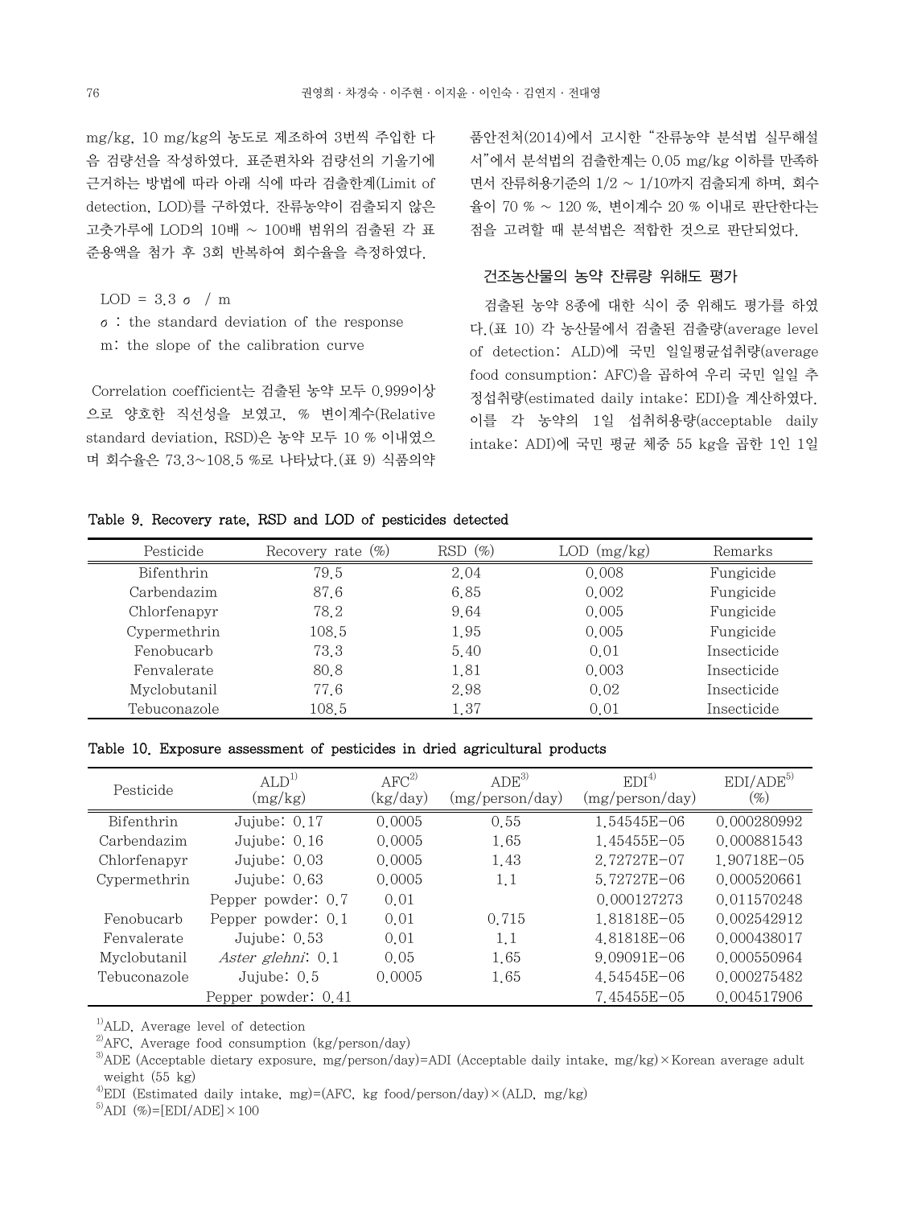mg/kg, 10 mg/kg의 농도로 제조하여 3번씩 주입한 다음 검량선을 작성하였다. 표준편차와 검량선의 기울기에 근거하는 방법에 따라 아래 식에 따라 검출한계(Limit of detection, LOD)를 구하였다. 잔류농약이 검출되지 않은 고춧가루에 LOD의 10배 ~ 100배 범위의 검출된 각 표준용액을 첨가 후 3회 반복하여 회수율을 측정하였다.

$$LOD = 3.3\sigma / m$$

$\sigma$ : the standard deviation of the response

m: the slope of the calibration curve

Correlation coefficient는 검출된 농약 모두 0.999이상으로 양호한 직선성을 보였고, % 변이계수(Relative standard deviation, RSD)은 농약 모두 10 % 이내였으며 회수율은 73.3~108.5 %로 나타났다.(표 9) 식품의약품안전처(2014)에서 고시한 "잔류농약 분석법 실무해설서"에서 분석법의 검출한계는 0.05 mg/kg 이하를 만족하면서 잔류허용기준의 1/2 ~ 1/10까지 검출되게 하며, 회수율이 70 % ~ 120 %, 변이계수 20 % 이내로 판단한다는 점을 고려할 때 분석법은 적합한 것으로 판단되었다.

### 건조농산물의 농약 잔류량 위해도 평가

검출된 농약 8종에 대한 식이 중 위해도 평가를 하였다.(표 10) 각 농산물에서 검출된 검출량(average level of detection: ALD)에 국민 일일평균섭취량(average food consumption: AFC)을 곱하여 우리 국민 일일 추정섭취량(estimated daily intake: EDI)을 계산하였다. 이를 각 농약의 1일 섭취허용량(acceptable daily intake: ADI)에 국민 평균 체중 55 kg을 곱한 1인 1일

**Table 9. Recovery rate, RSD and LOD of pesticides detected**

| Pesticide | Recovery rate (%) | RSD (%) | LOD (mg/kg) | Remarks |
|---|---|---|---|---|
| Bifenthrin | 79.5 | 2.04 | 0.008 | Fungicide |
| Carbendazim | 87.6 | 6.85 | 0.002 | Fungicide |
| Chlorfenapyr | 78.2 | 9.64 | 0.005 | Fungicide |
| Cypermethrin | 108.5 | 1.95 | 0.005 | Fungicide |
| Fenobucarb | 73.3 | 5.40 | 0.01 | Insecticide |
| Fenvalerate | 80.8 | 1.81 | 0.003 | Insecticide |
| Myclobutanil | 77.6 | 2.98 | 0.02 | Insecticide |
| Tebuconazole | 108.5 | 1.37 | 0.01 | Insecticide |

**Table 10. Exposure assessment of pesticides in dried agricultural products**

| Pesticide | ALD[1] (mg/kg) | AFC[2] (kg/day) | ADE[3] (mg/person/day) | EDI[4] (mg/person/day) | EDI/ADE[5] (%) |
|---|---|---|---|---|---|
| Bifenthrin | Jujube: 0.17 | 0.0005 | 0.55 | 1.54545E−06 | 0.000280992 |
| Carbendazim | Jujube: 0.16 | 0.0005 | 1.65 | 1.45455E−05 | 0.000881543 |
| Chlorfenapyr | Jujube: 0.03 | 0.0005 | 1.43 | 2.72727E−07 | 1.90718E−05 |
| Cypermethrin | Jujube: 0.63 | 0.0005 | 1.1 | 5.72727E−06 | 0.000520661 |
| | Pepper powder: 0.7 | 0.01 | | 0.000127273 | 0.011570248 |
| Fenobucarb | Pepper powder: 0.1 | 0.01 | 0.715 | 1.81818E−05 | 0.002542912 |
| Fenvalerate | Jujube: 0.53 | 0.01 | 1.1 | 4.81818E−06 | 0.000438017 |
| Myclobutanil | *Aster glehni*: 0.1 | 0.05 | 1.65 | 9.09091E−06 | 0.000550964 |
| Tebuconazole | Jujube: 0.5 | 0.0005 | 1.65 | 4.54545E−06 | 0.000275482 |
| | Pepper powder: 0.41 | | | 7.45455E−05 | 0.004517906 |

[1]ALD, Average level of detection

[2]AFC, Average food consumption (kg/person/day)

[3]ADE (Acceptable dietary exposure, mg/person/day)=ADI (Acceptable daily intake, mg/kg)×Korean average adult weight (55 kg)

[4]EDI (Estimated daily intake, mg)=(AFC, kg food/person/day)×(ALD, mg/kg)

[5]ADI (%)=[EDI/ADE]×100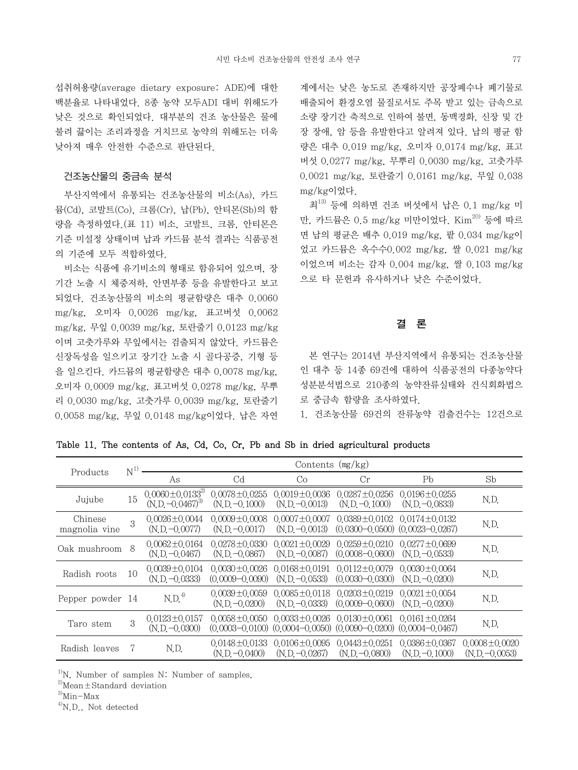섭취허용량(average dietary exposure: ADE)에 대한 백분율로 나타내었다. 8종 농약 모두ADI 대비 위해도가 낮은 것으로 확인되었다. 대부분의 건조 농산물은 물에 불려 끓이는 조리과정을 거치므로 농약의 위해도는 더욱 낮아져 매우 안전한 수준으로 판단된다.

### 건조농산물의 중금속 분석

부산지역에서 유통되는 건조농산물의 비소(As), 카드뮴(Cd), 코발트(Co), 크롬(Cr), 납(Pb), 안티몬(Sb)의 함량을 측정하였다.(표 11) 비소, 코발트, 크롬, 안티몬은 기준 미설정 상태이며 납과 카드뮴 분석 결과는 식품공전의 기준에 모두 적합하였다.

비소는 식품에 유기비소의 형태로 함유되어 있으며, 장기간 노출 시 체중저하, 안면부종 등을 유발한다고 보고되었다. 건조농산물의 비소의 평균함량은 대추 0.0060 mg/kg, 오미자 0.0026 mg/kg, 표고버섯 0.0062 mg/kg, 무잎 0.0039 mg/kg, 토란줄기 0.0123 mg/kg 이며 고춧가루와 무잎에서는 검출되지 않았다. 카드뮴은 신장독성을 일으키고 장기간 노출 시 골다공증, 기형 등을 일으킨다. 카드뮴의 평균함량은 대추 0.0078 mg/kg, 오미자 0.0009 mg/kg, 표고버섯 0.0278 mg/kg, 무뿌리 0.0030 mg/kg, 고춧가루 0.0039 mg/kg, 토란줄기 0.0058 mg/kg, 무잎 0.0148 mg/kg이었다. 납은 자연계에서는 낮은 농도로 존재하지만 공장폐수나 폐기물로 배출되어 환경오염 물질로서도 주목 받고 있는 금속으로 소량 장기간 축적으로 인하여 불면, 동맥경화, 신장 및 간장 장애, 암 등을 유발한다고 알려져 있다. 납의 평균 함량은 대추 0.019 mg/kg, 오미자 0.0174 mg/kg, 표고버섯 0.0277 mg/kg, 무뿌리 0.0030 mg/kg, 고춧가루 0.0021 mg/kg, 토란줄기 0.0161 mg/kg, 무잎 0.038 mg/kg이었다.

최[13] 등에 의하면 건조 버섯에서 납은 0.1 mg/kg 미만, 카드뮴은 0.5 mg/kg 미만이었다. Kim[20] 등에 따르면 납의 평균은 배추 0.019 mg/kg, 팥 0.034 mg/kg이었고 카드뮴은 옥수수0.002 mg/kg, 쌀 0.021 mg/kg 이었으며 비소는 감자 0.004 mg/kg, 쌀 0.103 mg/kg 으로 타 문헌과 유사하거나 낮은 수준이었다.

## 결 론

본 연구는 2014년 부산지역에서 유통되는 건조농산물인 대추 등 14종 69건에 대하여 식품공전의 다종농약다성분분석법으로 210종의 농약잔류실태와 건식회화법으로 중금속 함량을 조사하였다.

1. 건조농산물 69건의 잔류농약 검출건수는 12건으로

Table 11. The contents of As, Cd, Co, Cr, Pb and Sb in dried agricultural products

| Products | N[1)] | Contents (mg/kg) | | | | | |
|---|---|---|---|---|---|---|---|
| | | As | Cd | Co | Cr | Pb | Sb |
| Jujube | 15 | 0.0060±0.0133[2)] (N.D.–0.0467)[3)] | 0.0078±0.0255 (N.D.–0.1000) | 0.0019±0.0036 (N.D.–0.0013) | 0.0287±0.0256 (N.D.–0.1000) | 0.0196±0.0255 (N.D.–0.0833) | N.D. |
| Chinese magnolia vine | 3 | 0.0026±0.0044 (N.D.–0.0077) | 0.0009±0.0008 (N.D.–0.0017) | 0.0007±0.0007 (N.D.–0.0013) | 0.0389±0.0102 (0.0300–0.0500) | 0.0174±0.0132 (0.0023–0.0267) | N.D. |
| Oak mushroom | 8 | 0.0062±0.0164 (N.D.–0.0467) | 0.0278±0.0330 (N.D.–0.0867) | 0.0021±0.0029 (N.D.–0.0087) | 0.0259±0.0210 (0.0008–0.0600) | 0.0277±0.0699 (N.D.–0.0533) | N.D. |
| Radish roots | 10 | 0.0039±0.0104 (N.D.–0.0333) | 0.0030±0.0026 (0.0009–0.0090) | 0.0168±0.0191 (N.D.–0.0533) | 0.0112±0.0079 (0.0030–0.0300) | 0.0030±0.0064 (N.D.–0.0200) | N.D. |
| Pepper powder | 14 | N.D.[4)] | 0.0039±0.0059 (N.D.–0.0200) | 0.0085±0.0118 (N.D.–0.0333) | 0.0203±0.0219 (0.0009–0.0600) | 0.0021±0.0054 (N.D.–0.0200) | N.D. |
| Taro stem | 3 | 0.0123±0.0157 (N.D.–0.0300) | 0.0058±0.0050 (0.0003–0.0100) | 0.0033±0.0026 (0.0004–0.0050) | 0.0130±0.0061 (0.0090–0.0200) | 0.0161±0.0264 (0.0004–0.0467) | N.D. |
| Radish leaves | 7 | N.D. | 0.0148±0.0133 (N.D.–0.0400) | 0.0106±0.0095 (N.D.–0.0267) | 0.0443±0.0251 (N.D.–0.0800) | 0.0386±0.0367 (N.D.–0.1000) | 0.0008±0.0020 (N.D.–0.0053) |

1)N. Number of samples N: Number of samples.
2)Mean±Standard deviation
3)Min–Max
4)N.D., Not detected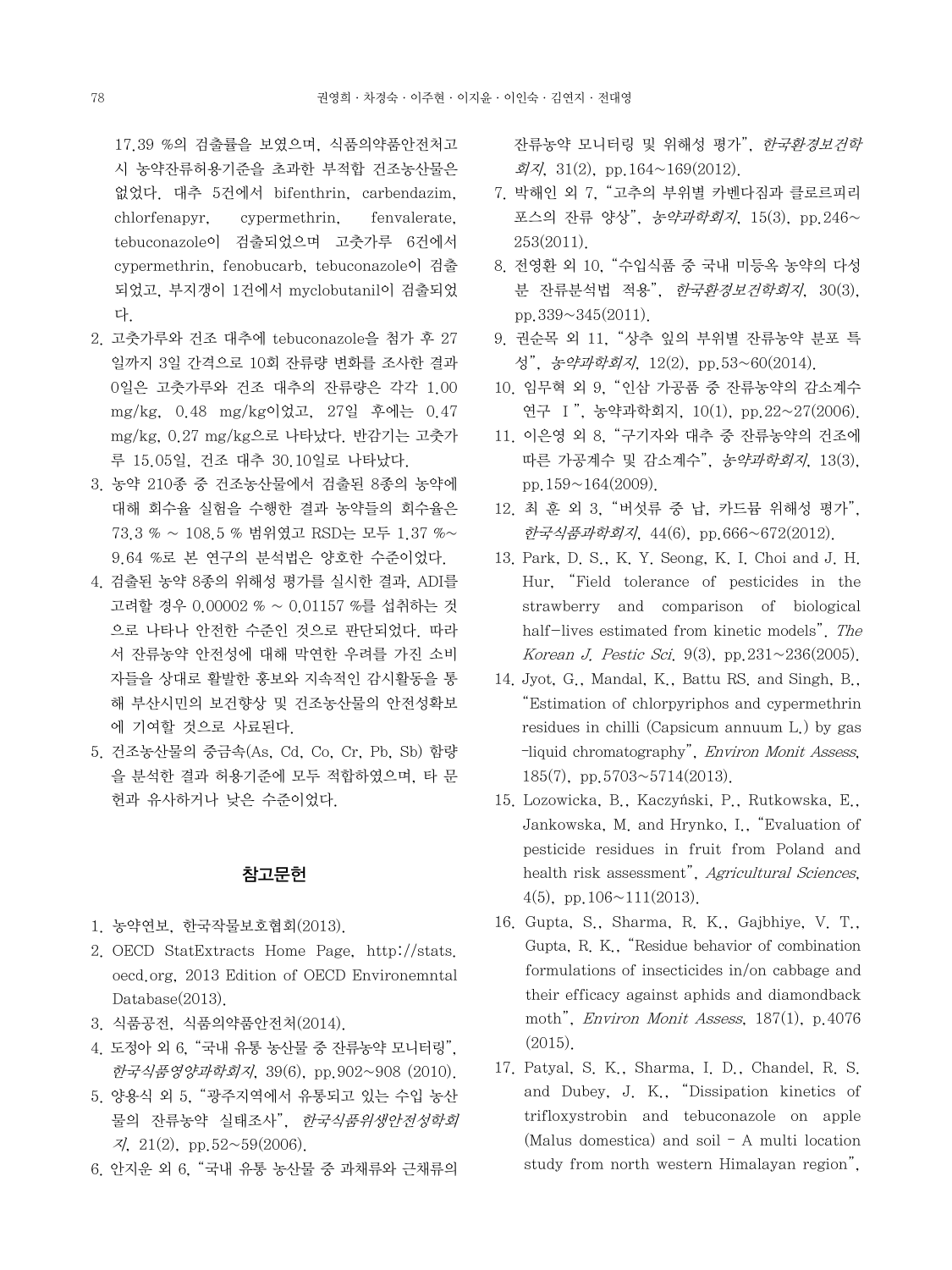17.39 %의 검출률을 보였으며, 식품의약품안전처고시 농약잔류허용기준을 초과한 부적합 건조농산물은 없었다. 대추 5건에서 bifenthrin, carbendazim, chlorfenapyr, cypermethrin, fenvalerate, tebuconazole이 검출되었으며 고춧가루 6건에서 cypermethrin, fenobucarb, tebuconazole이 검출되었고, 부지갱이 1건에서 myclobutanil이 검출되었다.

2. 고춧가루와 건조 대추에 tebuconazole을 첨가 후 27일까지 3일 간격으로 10회 잔류량 변화를 조사한 결과 0일은 고춧가루와 건조 대추의 잔류량은 각각 1.00 mg/kg, 0.48 mg/kg이었고, 27일 후에는 0.47 mg/kg, 0.27 mg/kg으로 나타났다. 반감기는 고춧가루 15.05일, 건조 대추 30.10일로 나타났다.
3. 농약 210종 중 건조농산물에서 검출된 8종의 농약에 대해 회수율 실험을 수행한 결과 농약들의 회수율은 73.3 % ~ 108.5 % 범위였고 RSD는 모두 1.37 %~9.64 %로 본 연구의 분석법은 양호한 수준이었다.
4. 검출된 농약 8종의 위해성 평가를 실시한 결과, ADI를 고려할 경우 0.00002 % ~ 0.01157 %를 섭취하는 것으로 나타나 안전한 수준인 것으로 판단되었다. 따라서 잔류농약 안전성에 대해 막연한 우려를 가진 소비자들을 상대로 활발한 홍보와 지속적인 감시활동을 통해 부산시민의 보건향상 및 건조농산물의 안전성확보에 기여할 것으로 사료된다.
5. 건조농산물의 중금속(As, Cd, Co, Cr, Pb, Sb) 함량을 분석한 결과 허용기준에 모두 적합하였으며, 타 문헌과 유사하거나 낮은 수준이었다.

## 참고문헌

1. 농약연보, 한국작물보호협회(2013).
2. OECD StatExtracts Home Page, http://stats.oecd.org, 2013 Edition of OECD Environemntal Database(2013).
3. 식품공전, 식품의약품안전처(2014).
4. 도정아 외 6, "국내 유통 농산물 중 잔류농약 모니터링", *한국식품영양과학회지*, 39(6), pp.902~908 (2010).
5. 양용식 외 5, "광주지역에서 유통되고 있는 수입 농산물의 잔류농약 실태조사", *한국식품위생안전성학회지*, 21(2), pp.52~59(2006).
6. 안지운 외 6, "국내 유통 농산물 중 과채류와 근채류의 잔류농약 모니터링 및 위해성 평가", *한국환경보건학회지*, 31(2), pp.164~169(2012).
7. 박해인 외 7, "고추의 부위별 카벤다짐과 클로르피리포스의 잔류 양상", *농약과학회지*, 15(3), pp.246~253(2011).
8. 전영환 외 10, "수입식품 중 국내 미등옥 농약의 다성분 잔류분석법 적용", *한국환경보건학회지*, 30(3), pp.339~345(2011).
9. 권순목 외 11, "상추 잎의 부위별 잔류농약 분포 특성", *농약과학회지*, 12(2), pp.53~60(2014).
10. 임무혁 외 9, "인삼 가공품 중 잔류농약의 감소계수 연구 Ⅰ", 농약과학회지, 10(1), pp.22~27(2006).
11. 이은영 외 8, "구기자와 대추 중 잔류농약의 건조에 따른 가공계수 및 감소계수", *농약과학회지*, 13(3), pp.159~164(2009).
12. 최 훈 외 3, "버섯류 중 납, 카드뮴 위해성 평가", *한국식품과학회지*, 44(6), pp.666~672(2012).
13. Park, D. S., K. Y. Seong, K. I. Choi and J. H. Hur, "Field tolerance of pesticides in the strawberry and comparison of biological half-lives estimated from kinetic models", *The Korean J. Pestic Sci.* 9(3), pp.231~236(2005).
14. Jyot, G., Mandal, K., Battu RS. and Singh, B., "Estimation of chlorpyriphos and cypermethrin residues in chilli (Capsicum annuum L.) by gas-liquid chromatography", *Environ Monit Assess*, 185(7), pp.5703~5714(2013).
15. Lozowicka, B., Kaczyński, P., Rutkowska, E., Jankowska, M. and Hrynko, I., "Evaluation of pesticide residues in fruit from Poland and health risk assessment", *Agricultural Sciences*, 4(5), pp.106~111(2013).
16. Gupta, S., Sharma, R. K., Gajbhiye, V. T., Gupta, R. K., "Residue behavior of combination formulations of insecticides in/on cabbage and their efficacy against aphids and diamondback moth", *Environ Monit Assess*, 187(1), p.4076 (2015).
17. Patyal, S. K., Sharma, I. D., Chandel, R. S. and Dubey, J. K., "Dissipation kinetics of trifloxystrobin and tebuconazole on apple (Malus domestica) and soil – A multi location study from north western Himalayan region",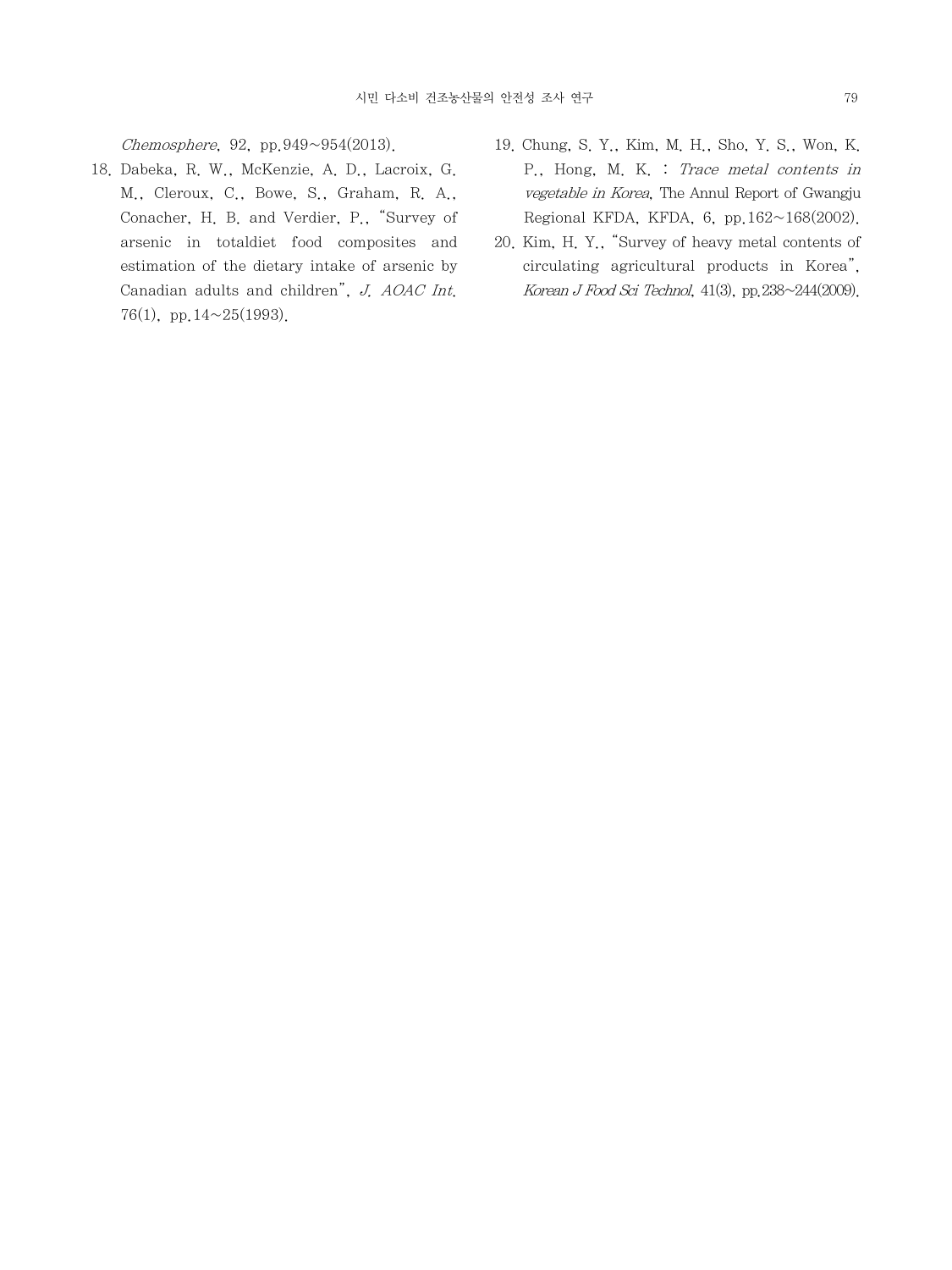*Chemosphere*, 92, pp.949~954(2013).

18. Dabeka, R. W., McKenzie, A. D., Lacroix, G. M., Cleroux, C., Bowe, S., Graham, R. A., Conacher, H. B. and Verdier, P., "Survey of arsenic in totaldiet food composites and estimation of the dietary intake of arsenic by Canadian adults and children", *J. AOAC Int.* 76(1), pp.14~25(1993).

19. Chung, S. Y., Kim, M. H., Sho, Y. S., Won, K. P., Hong, M. K. : *Trace metal contents in vegetable in Korea*, The Annul Report of Gwangju Regional KFDA, KFDA, 6, pp.162~168(2002).

20. Kim, H. Y., "Survey of heavy metal contents of circulating agricultural products in Korea", *Korean J Food Sci Technol*, 41(3), pp.238~244(2009).